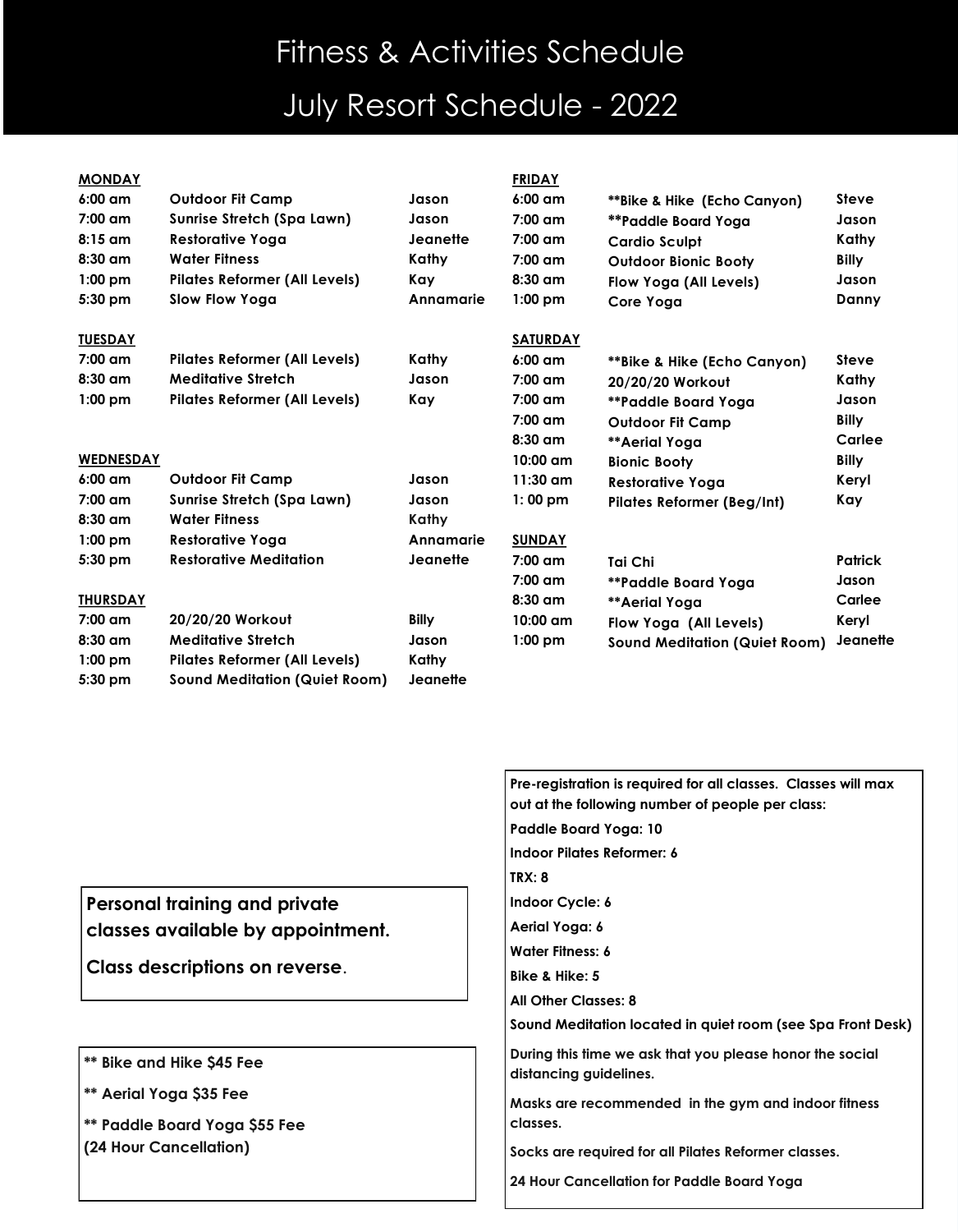# Fitness & Activities Schedule

# July Resort Schedule - 2022

**MONDAY**

| Time | Class | Instructor |
|---|---|---|
| 6:00 am | Outdoor Fit Camp | Jason |
| 7:00 am | Sunrise Stretch (Spa Lawn) | Jason |
| 8:15 am | Restorative Yoga | Jeanette |
| 8:30 am | Water Fitness | Kathy |
| 1:00 pm | Pilates Reformer (All Levels) | Kay |
| 5:30 pm | Slow Flow Yoga | Annamarie |

**TUESDAY**

| Time | Class | Instructor |
|---|---|---|
| 7:00 am | Pilates Reformer (All Levels) | Kathy |
| 8:30 am | Meditative Stretch | Jason |
| 1:00 pm | Pilates Reformer (All Levels) | Kay |

**WEDNESDAY**

| Time | Class | Instructor |
|---|---|---|
| 6:00 am | Outdoor Fit Camp | Jason |
| 7:00 am | Sunrise Stretch (Spa Lawn) | Jason |
| 8:30 am | Water Fitness | Kathy |
| 1:00 pm | Restorative Yoga | Annamarie |
| 5:30 pm | Restorative Meditation | Jeanette |

**THURSDAY**

| Time | Class | Instructor |
|---|---|---|
| 7:00 am | 20/20/20 Workout | Billy |
| 8:30 am | Meditative Stretch | Jason |
| 1:00 pm | Pilates Reformer (All Levels) | Kathy |
| 5:30 pm | Sound Meditation (Quiet Room) | Jeanette |

**FRIDAY**

| Time | Class | Instructor |
|---|---|---|
| 6:00 am | **Bike & Hike (Echo Canyon) | Steve |
| 7:00 am | **Paddle Board Yoga | Jason |
| 7:00 am | Cardio Sculpt | Kathy |
| 7:00 am | Outdoor Bionic Booty | Billy |
| 8:30 am | Flow Yoga (All Levels) | Jason |
| 1:00 pm | Core Yoga | Danny |

**SATURDAY**

| Time | Class | Instructor |
|---|---|---|
| 6:00 am | **Bike & Hike (Echo Canyon) | Steve |
| 7:00 am | 20/20/20 Workout | Kathy |
| 7:00 am | **Paddle Board Yoga | Jason |
| 7:00 am | Outdoor Fit Camp | Billy |
| 8:30 am | **Aerial Yoga | Carlee |
| 10:00 am | Bionic Booty | Billy |
| 11:30 am | Restorative Yoga | Keryl |
| 1: 00 pm | Pilates Reformer (Beg/Int) | Kay |

**SUNDAY**

| Time | Class | Instructor |
|---|---|---|
| 7:00 am | Tai Chi | Patrick |
| 7:00 am | **Paddle Board Yoga | Jason |
| 8:30 am | **Aerial Yoga | Carlee |
| 10:00 am | Flow Yoga (All Levels) | Keryl |
| 1:00 pm | Sound Meditation (Quiet Room) | Jeanette |

**Personal training and private classes available by appointment.**

**Class descriptions on reverse.**

**** Bike and Hike $45 Fee**

**** Aerial Yoga $35 Fee**

**** Paddle Board Yoga $55 Fee**
**(24 Hour Cancellation)**

**Pre-registration is required for all classes. Classes will max out at the following number of people per class:**

**Paddle Board Yoga: 10**

**Indoor Pilates Reformer: 6**

**TRX: 8**

**Indoor Cycle: 6**

**Aerial Yoga: 6**

**Water Fitness: 6**

**Bike & Hike: 5**

**All Other Classes: 8**

**Sound Meditation located in quiet room (see Spa Front Desk)**

**During this time we ask that you please honor the social distancing guidelines.**

**Masks are recommended in the gym and indoor fitness classes.**

**Socks are required for all Pilates Reformer classes.**

**24 Hour Cancellation for Paddle Board Yoga**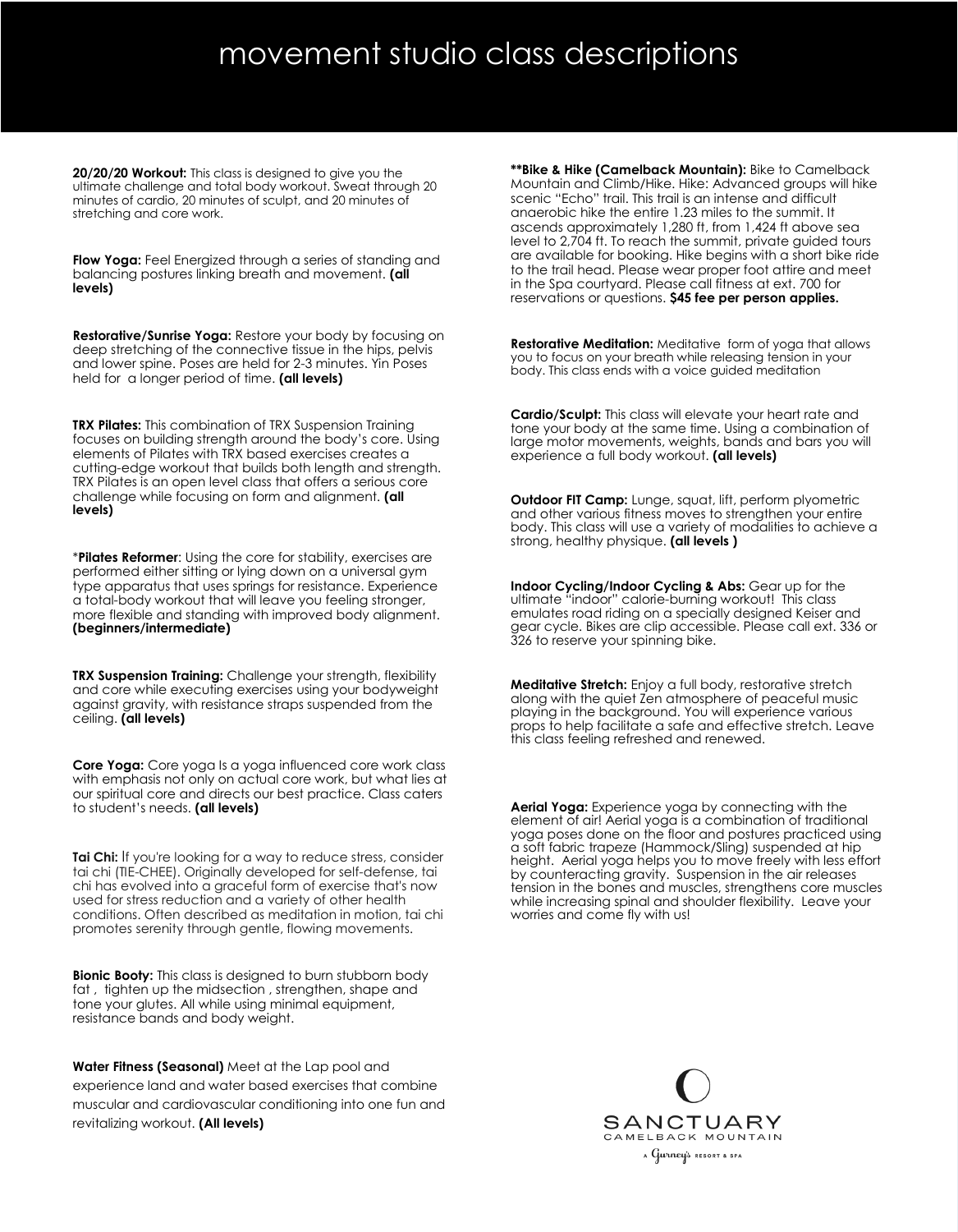# movement studio class descriptions

**20/20/20 Workout:** This class is designed to give you the ultimate challenge and total body workout. Sweat through 20 minutes of cardio, 20 minutes of sculpt, and 20 minutes of stretching and core work.

**Flow Yoga:** Feel Energized through a series of standing and balancing postures linking breath and movement. **(all levels)**

**Restorative/Sunrise Yoga:** Restore your body by focusing on deep stretching of the connective tissue in the hips, pelvis and lower spine. Poses are held for 2-3 minutes. Yin Poses held for a longer period of time. **(all levels)**

**TRX Pilates:** This combination of TRX Suspension Training focuses on building strength around the body's core. Using elements of Pilates with TRX based exercises creates a cutting-edge workout that builds both length and strength. TRX Pilates is an open level class that offers a serious core challenge while focusing on form and alignment. **(all levels)**

*__Pilates Reformer__: Using the core for stability, exercises are performed either sitting or lying down on a universal gym type apparatus that uses springs for resistance. Experience a total-body workout that will leave you feeling stronger, more flexible and standing with improved body alignment. **(beginners/intermediate)**

**TRX Suspension Training:** Challenge your strength, flexibility and core while executing exercises using your bodyweight against gravity, with resistance straps suspended from the ceiling. **(all levels)**

**Core Yoga:** Core yoga Is a yoga influenced core work class with emphasis not only on actual core work, but what lies at our spiritual core and directs our best practice. Class caters to student's needs. **(all levels)**

**Tai Chi:** If you're looking for a way to reduce stress, consider tai chi (TIE-CHEE). Originally developed for self-defense, tai chi has evolved into a graceful form of exercise that's now used for stress reduction and a variety of other health conditions. Often described as meditation in motion, tai chi promotes serenity through gentle, flowing movements.

**Bionic Booty:** This class is designed to burn stubborn body fat , tighten up the midsection , strengthen, shape and tone your glutes. All while using minimal equipment, resistance bands and body weight.

**Water Fitness (Seasonal)** Meet at the Lap pool and experience land and water based exercises that combine muscular and cardiovascular conditioning into one fun and revitalizing workout. **(All levels)**

**\*\*Bike & Hike (Camelback Mountain):** Bike to Camelback Mountain and Climb/Hike. Hike: Advanced groups will hike scenic "Echo" trail. This trail is an intense and difficult anaerobic hike the entire 1.23 miles to the summit. It ascends approximately 1,280 ft, from 1,424 ft above sea level to 2,704 ft. To reach the summit, private guided tours are available for booking. Hike begins with a short bike ride to the trail head. Please wear proper foot attire and meet in the Spa courtyard. Please call fitness at ext. 700 for reservations or questions. **$45 fee per person applies.**

**Restorative Meditation:** Meditative form of yoga that allows you to focus on your breath while releasing tension in your body. This class ends with a voice guided meditation

**Cardio/Sculpt:** This class will elevate your heart rate and tone your body at the same time. Using a combination of large motor movements, weights, bands and bars you will experience a full body workout. **(all levels)**

**Outdoor FIT Camp:** Lunge, squat, lift, perform plyometric and other various fitness moves to strengthen your entire body. This class will use a variety of modalities to achieve a strong, healthy physique. **(all levels )**

**Indoor Cycling/Indoor Cycling & Abs:** Gear up for the ultimate "indoor" calorie-burning workout! This class emulates road riding on a specially designed Keiser and gear cycle. Bikes are clip accessible. Please call ext. 336 or 326 to reserve your spinning bike.

**Meditative Stretch:** Enjoy a full body, restorative stretch along with the quiet Zen atmosphere of peaceful music playing in the background. You will experience various props to help facilitate a safe and effective stretch. Leave this class feeling refreshed and renewed.

**Aerial Yoga:** Experience yoga by connecting with the element of air! Aerial yoga is a combination of traditional yoga poses done on the floor and postures practiced using a soft fabric trapeze (Hammock/Sling) suspended at hip height. Aerial yoga helps you to move freely with less effort by counteracting gravity. Suspension in the air releases tension in the bones and muscles, strengthens core muscles while increasing spinal and shoulder flexibility. Leave your worries and come fly with us!

SANCTUARY
CAMELBACK MOUNTAIN
A Gurney's RESORT & SPA